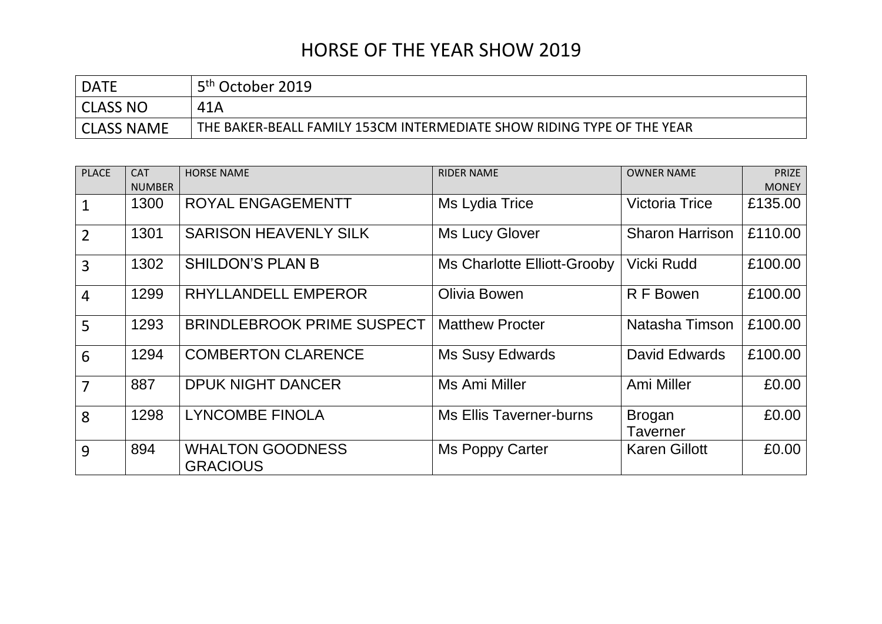# HORSE OF THE YEAR SHOW 2019

| DATE | 5th October 2019 |
|---|---|
| CLASS NO | 41A |
| CLASS NAME | THE BAKER-BEALL FAMILY 153CM INTERMEDIATE SHOW RIDING TYPE OF THE YEAR |

| PLACE | CAT NUMBER | HORSE NAME | RIDER NAME | OWNER NAME | PRIZE MONEY |
|---|---|---|---|---|---|
| 1 | 1300 | ROYAL ENGAGEMENTT | Ms Lydia Trice | Victoria Trice | £135.00 |
| 2 | 1301 | SARISON HEAVENLY SILK | Ms Lucy Glover | Sharon Harrison | £110.00 |
| 3 | 1302 | SHILDON'S PLAN B | Ms Charlotte Elliott-Grooby | Vicki Rudd | £100.00 |
| 4 | 1299 | RHYLLANDELL EMPEROR | Olivia Bowen | R F Bowen | £100.00 |
| 5 | 1293 | BRINDLEBROOK PRIME SUSPECT | Matthew Procter | Natasha Timson | £100.00 |
| 6 | 1294 | COMBERTON CLARENCE | Ms Susy Edwards | David Edwards | £100.00 |
| 7 | 887 | DPUK NIGHT DANCER | Ms Ami Miller | Ami Miller | £0.00 |
| 8 | 1298 | LYNCOMBE FINOLA | Ms Ellis Taverner-burns | Brogan Taverner | £0.00 |
| 9 | 894 | WHALTON GOODNESS GRACIOUS | Ms Poppy Carter | Karen Gillott | £0.00 |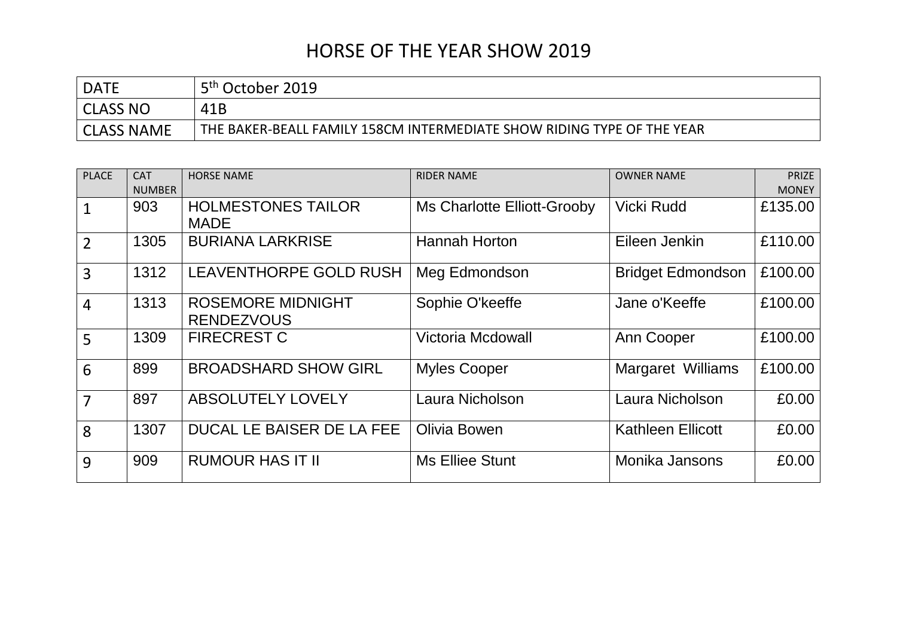# HORSE OF THE YEAR SHOW 2019

| DATE | 5th October 2019 |
|---|---|
| CLASS NO | 41B |
| CLASS NAME | THE BAKER-BEALL FAMILY 158CM INTERMEDIATE SHOW RIDING TYPE OF THE YEAR |

| PLACE | CAT NUMBER | HORSE NAME | RIDER NAME | OWNER NAME | PRIZE MONEY |
|---|---|---|---|---|---|
| 1 | 903 | HOLMESTONES TAILOR MADE | Ms Charlotte Elliott-Grooby | Vicki Rudd | £135.00 |
| 2 | 1305 | BURIANA LARKRISE | Hannah Horton | Eileen Jenkin | £110.00 |
| 3 | 1312 | LEAVENTHORPE GOLD RUSH | Meg Edmondson | Bridget Edmondson | £100.00 |
| 4 | 1313 | ROSEMORE MIDNIGHT RENDEZVOUS | Sophie O'keeffe | Jane o'Keeffe | £100.00 |
| 5 | 1309 | FIRECREST C | Victoria Mcdowall | Ann Cooper | £100.00 |
| 6 | 899 | BROADSHARD SHOW GIRL | Myles Cooper | Margaret Williams | £100.00 |
| 7 | 897 | ABSOLUTELY LOVELY | Laura Nicholson | Laura Nicholson | £0.00 |
| 8 | 1307 | DUCAL LE BAISER DE LA FEE | Olivia Bowen | Kathleen Ellicott | £0.00 |
| 9 | 909 | RUMOUR HAS IT II | Ms Elliee Stunt | Monika Jansons | £0.00 |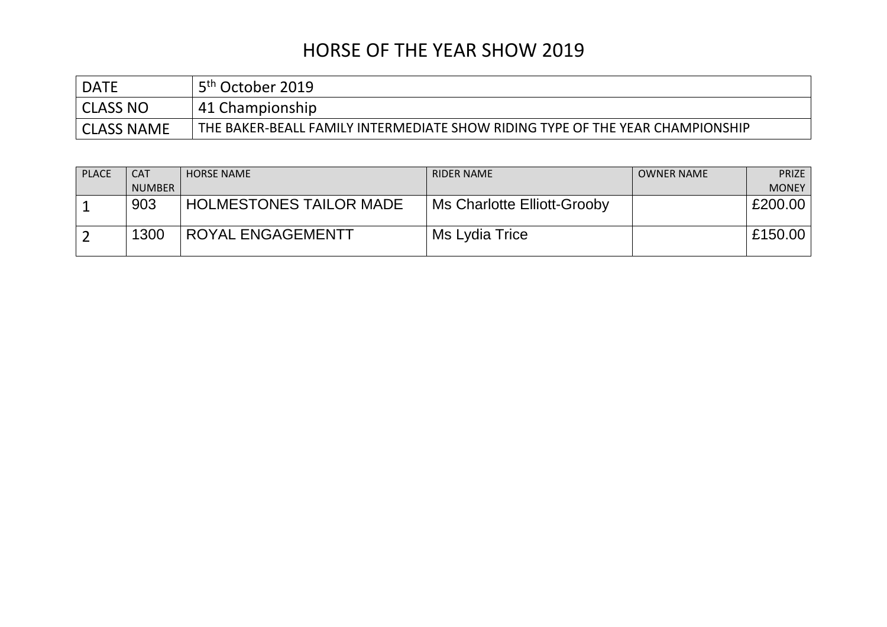# HORSE OF THE YEAR SHOW 2019

| | |
|---|---|
| DATE | 5th October 2019 |
| CLASS NO | 41 Championship |
| CLASS NAME | THE BAKER-BEALL FAMILY INTERMEDIATE SHOW RIDING TYPE OF THE YEAR CHAMPIONSHIP |

| PLACE | CAT NUMBER | HORSE NAME | RIDER NAME | OWNER NAME | PRIZE MONEY |
|---|---|---|---|---|---|
| 1 | 903 | HOLMESTONES TAILOR MADE | Ms Charlotte Elliott-Grooby | | £200.00 |
| 2 | 1300 | ROYAL ENGAGEMENTT | Ms Lydia Trice | | £150.00 |